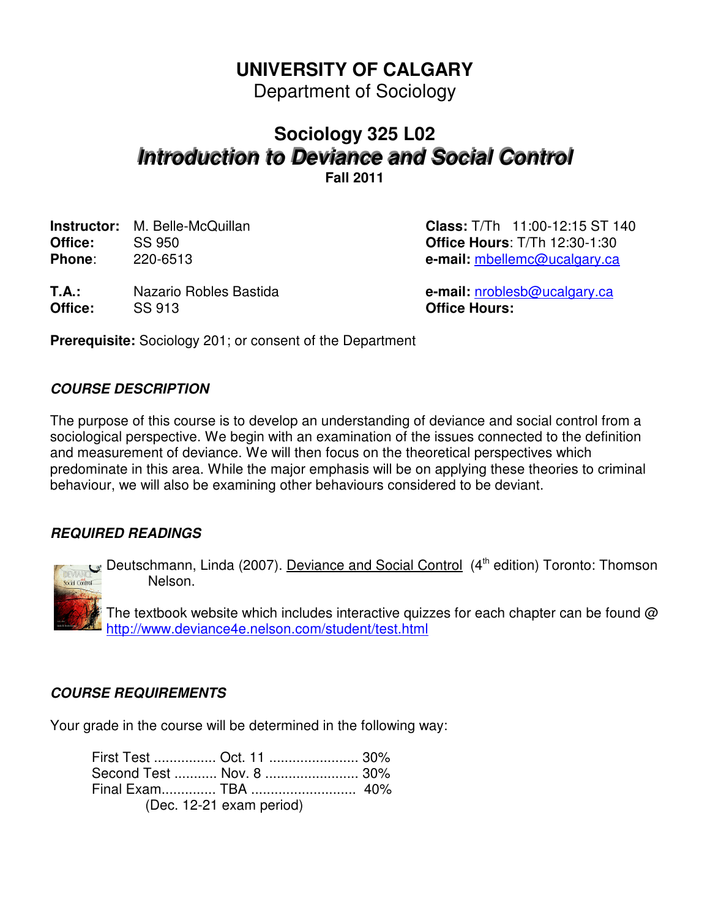# UNIVERSITY OF CALGARY

Department of Sociology

## Sociology 325 L02

## *Introduction to Deviance and Social Control*

**Fall 2011**

**Instructor:** M. Belle-McQuillan
**Office:** SS 950
**Phone:** 220-6513

**Class:** T/Th 11:00-12:15 ST 140
**Office Hours**: T/Th 12:30-1:30
**e-mail:** mbellemc@ucalgary.ca

**T.A.:** Nazario Robles Bastida
**Office:** SS 913

**e-mail:** nroblesb@ucalgary.ca
**Office Hours:**

**Prerequisite:** Sociology 201; or consent of the Department

### *COURSE DESCRIPTION*

The purpose of this course is to develop an understanding of deviance and social control from a sociological perspective. We begin with an examination of the issues connected to the definition and measurement of deviance. We will then focus on the theoretical perspectives which predominate in this area. While the major emphasis will be on applying these theories to criminal behaviour, we will also be examining other behaviours considered to be deviant.

### *REQUIRED READINGS*

Deutschmann, Linda (2007). Deviance and Social Control (4th edition) Toronto: Thomson Nelson.

The textbook website which includes interactive quizzes for each chapter can be found @ http://www.deviance4e.nelson.com/student/test.html

### *COURSE REQUIREMENTS*

Your grade in the course will be determined in the following way:

First Test ................ Oct. 11 ....................... 30%
Second Test ........... Nov. 8 ........................ 30%
Final Exam.............. TBA ........................... 40%
(Dec. 12-21 exam period)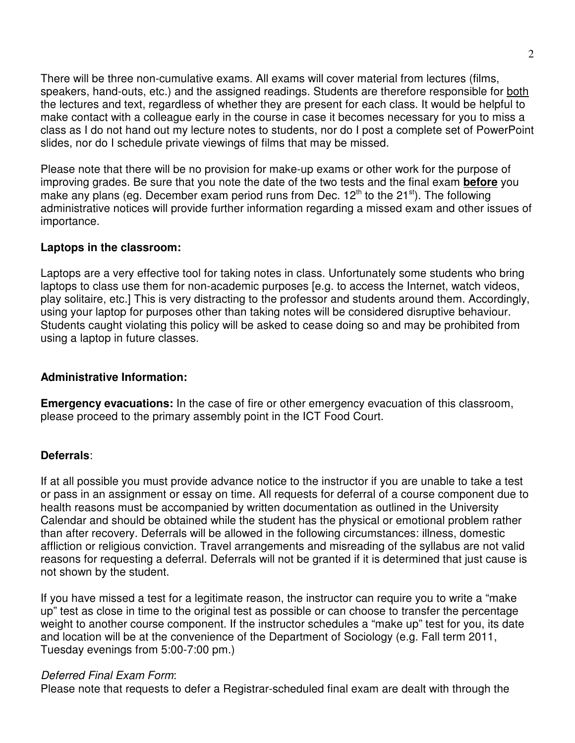There will be three non-cumulative exams. All exams will cover material from lectures (films, speakers, hand-outs, etc.) and the assigned readings. Students are therefore responsible for both the lectures and text, regardless of whether they are present for each class. It would be helpful to make contact with a colleague early in the course in case it becomes necessary for you to miss a class as I do not hand out my lecture notes to students, nor do I post a complete set of PowerPoint slides, nor do I schedule private viewings of films that may be missed.

Please note that there will be no provision for make-up exams or other work for the purpose of improving grades. Be sure that you note the date of the two tests and the final exam **before** you make any plans (eg. December exam period runs from Dec. 12th to the 21st). The following administrative notices will provide further information regarding a missed exam and other issues of importance.

**Laptops in the classroom:**

Laptops are a very effective tool for taking notes in class. Unfortunately some students who bring laptops to class use them for non-academic purposes [e.g. to access the Internet, watch videos, play solitaire, etc.] This is very distracting to the professor and students around them. Accordingly, using your laptop for purposes other than taking notes will be considered disruptive behaviour. Students caught violating this policy will be asked to cease doing so and may be prohibited from using a laptop in future classes.

**Administrative Information:**

**Emergency evacuations:** In the case of fire or other emergency evacuation of this classroom, please proceed to the primary assembly point in the ICT Food Court.

**Deferrals**:

If at all possible you must provide advance notice to the instructor if you are unable to take a test or pass in an assignment or essay on time. All requests for deferral of a course component due to health reasons must be accompanied by written documentation as outlined in the University Calendar and should be obtained while the student has the physical or emotional problem rather than after recovery. Deferrals will be allowed in the following circumstances: illness, domestic affliction or religious conviction. Travel arrangements and misreading of the syllabus are not valid reasons for requesting a deferral. Deferrals will not be granted if it is determined that just cause is not shown by the student.

If you have missed a test for a legitimate reason, the instructor can require you to write a "make up" test as close in time to the original test as possible or can choose to transfer the percentage weight to another course component. If the instructor schedules a "make up" test for you, its date and location will be at the convenience of the Department of Sociology (e.g. Fall term 2011, Tuesday evenings from 5:00-7:00 pm.)

*Deferred Final Exam Form*:
Please note that requests to defer a Registrar-scheduled final exam are dealt with through the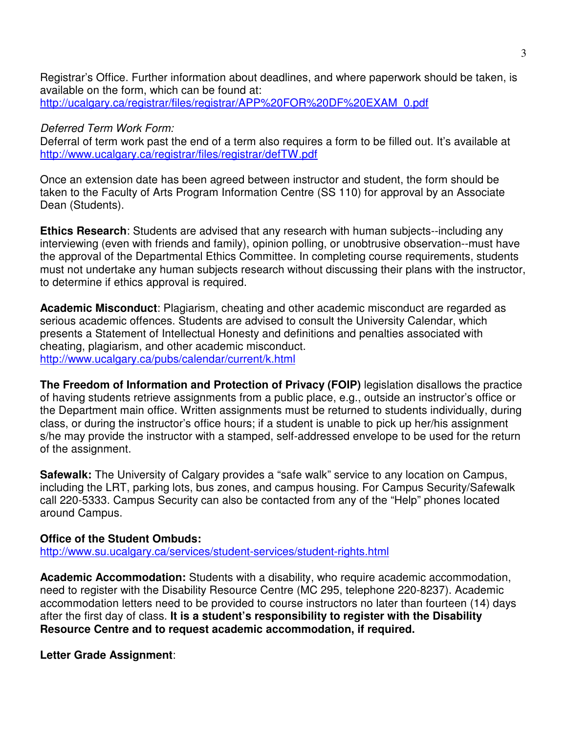Registrar's Office. Further information about deadlines, and where paperwork should be taken, is available on the form, which can be found at: http://ucalgary.ca/registrar/files/registrar/APP%20FOR%20DF%20EXAM_0.pdf

*Deferred Term Work Form:*
Deferral of term work past the end of a term also requires a form to be filled out. It's available at http://www.ucalgary.ca/registrar/files/registrar/defTW.pdf

Once an extension date has been agreed between instructor and student, the form should be taken to the Faculty of Arts Program Information Centre (SS 110) for approval by an Associate Dean (Students).

**Ethics Research**: Students are advised that any research with human subjects--including any interviewing (even with friends and family), opinion polling, or unobtrusive observation--must have the approval of the Departmental Ethics Committee. In completing course requirements, students must not undertake any human subjects research without discussing their plans with the instructor, to determine if ethics approval is required.

**Academic Misconduct**: Plagiarism, cheating and other academic misconduct are regarded as serious academic offences. Students are advised to consult the University Calendar, which presents a Statement of Intellectual Honesty and definitions and penalties associated with cheating, plagiarism, and other academic misconduct.
http://www.ucalgary.ca/pubs/calendar/current/k.html

**The Freedom of Information and Protection of Privacy (FOIP)** legislation disallows the practice of having students retrieve assignments from a public place, e.g., outside an instructor's office or the Department main office. Written assignments must be returned to students individually, during class, or during the instructor's office hours; if a student is unable to pick up her/his assignment s/he may provide the instructor with a stamped, self-addressed envelope to be used for the return of the assignment.

**Safewalk:** The University of Calgary provides a "safe walk" service to any location on Campus, including the LRT, parking lots, bus zones, and campus housing. For Campus Security/Safewalk call 220-5333. Campus Security can also be contacted from any of the "Help" phones located around Campus.

**Office of the Student Ombuds:**
http://www.su.ucalgary.ca/services/student-services/student-rights.html

**Academic Accommodation:** Students with a disability, who require academic accommodation, need to register with the Disability Resource Centre (MC 295, telephone 220-8237). Academic accommodation letters need to be provided to course instructors no later than fourteen (14) days after the first day of class. **It is a student's responsibility to register with the Disability Resource Centre and to request academic accommodation, if required.**

**Letter Grade Assignment**: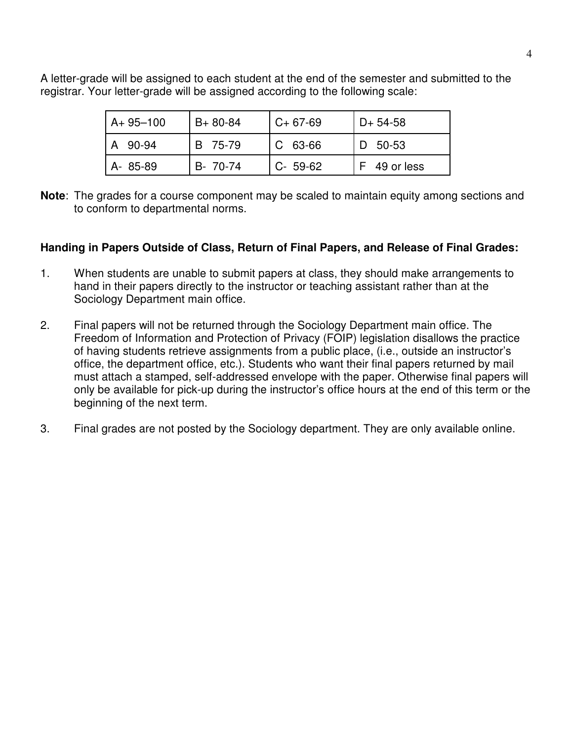A letter-grade will be assigned to each student at the end of the semester and submitted to the registrar. Your letter-grade will be assigned according to the following scale:

| | | | |
|---|---|---|---|
| A+ 95–100 | B+ 80-84 | C+ 67-69 | D+ 54-58 |
| A 90-94 | B 75-79 | C 63-66 | D 50-53 |
| A- 85-89 | B- 70-74 | C- 59-62 | F 49 or less |

**Note**: The grades for a course component may be scaled to maintain equity among sections and to conform to departmental norms.

**Handing in Papers Outside of Class, Return of Final Papers, and Release of Final Grades:**

1. When students are unable to submit papers at class, they should make arrangements to hand in their papers directly to the instructor or teaching assistant rather than at the Sociology Department main office.

2. Final papers will not be returned through the Sociology Department main office. The Freedom of Information and Protection of Privacy (FOIP) legislation disallows the practice of having students retrieve assignments from a public place, (i.e., outside an instructor's office, the department office, etc.). Students who want their final papers returned by mail must attach a stamped, self-addressed envelope with the paper. Otherwise final papers will only be available for pick-up during the instructor's office hours at the end of this term or the beginning of the next term.

3. Final grades are not posted by the Sociology department. They are only available online.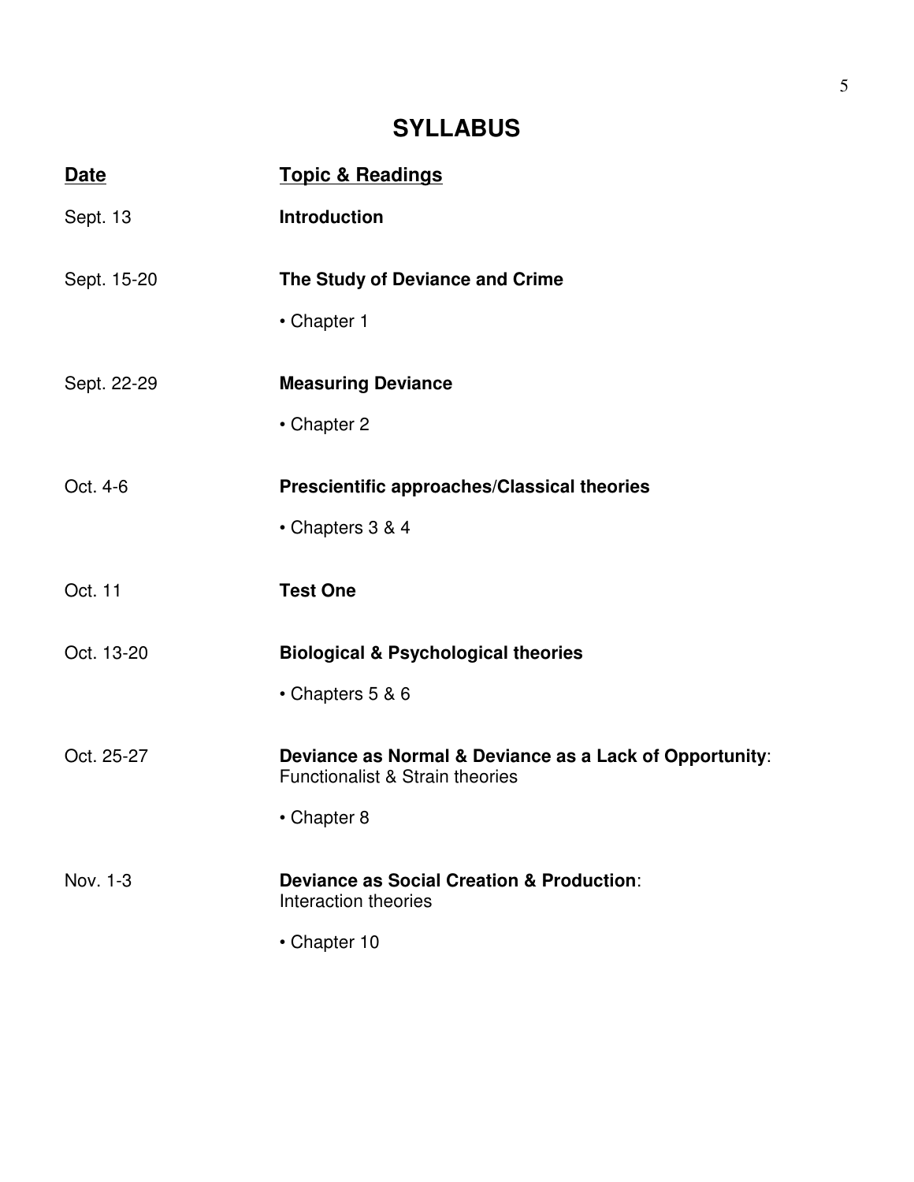# SYLLABUS

| Date | Topic & Readings |
|---|---|
| Sept. 13 | **Introduction** |
| Sept. 15-20 | **The Study of Deviance and Crime**<br>• Chapter 1 |
| Sept. 22-29 | **Measuring Deviance**<br>• Chapter 2 |
| Oct. 4-6 | **Prescientific approaches/Classical theories**<br>• Chapters 3 & 4 |
| Oct. 11 | **Test One** |
| Oct. 13-20 | **Biological & Psychological theories**<br>• Chapters 5 & 6 |
| Oct. 25-27 | **Deviance as Normal & Deviance as a Lack of Opportunity**: Functionalist & Strain theories<br>• Chapter 8 |
| Nov. 1-3 | **Deviance as Social Creation & Production**: Interaction theories<br>• Chapter 10 |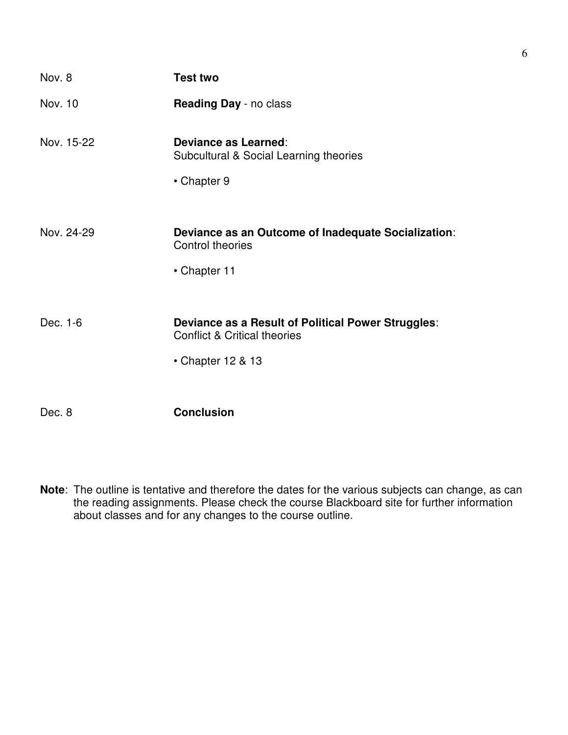| | |
|---|---|
| Nov. 8 | **Test two** |
| Nov. 10 | **Reading Day** - no class |
| Nov. 15-22 | **Deviance as Learned**: Subcultural & Social Learning theories<br>• Chapter 9 |
| Nov. 24-29 | **Deviance as an Outcome of Inadequate Socialization**: Control theories<br>• Chapter 11 |
| Dec. 1-6 | **Deviance as a Result of Political Power Struggles**: Conflict & Critical theories<br>• Chapter 12 & 13 |
| Dec. 8 | **Conclusion** |

**Note**: The outline is tentative and therefore the dates for the various subjects can change, as can the reading assignments. Please check the course Blackboard site for further information about classes and for any changes to the course outline.